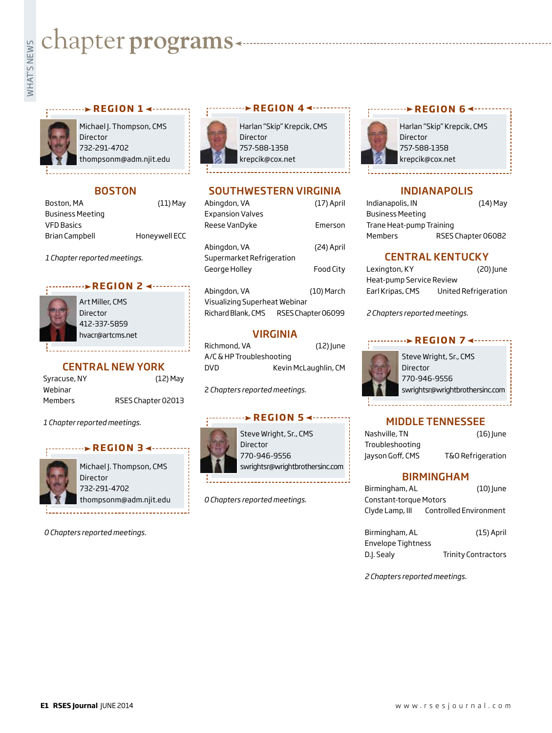# chapter programs

## REGION 1

Michael J. Thompson, CMS
Director
732-291-4702
thompsonm@adm.njit.edu

### BOSTON

Boston, MA (11) May
Business Meeting
VFD Basics
Brian Campbell Honeywell ECC

*1 Chapter reported meetings.*

## REGION 2

Art Miller, CMS
Director
412-337-5859
hvacr@artcms.net

### CENTRAL NEW YORK

Syracuse, NY (12) May
Webinar
Members RSES Chapter 02013

*1 Chapter reported meetings.*

## REGION 3

Michael J. Thompson, CMS
Director
732-291-4702
thompsonm@adm.njit.edu

*0 Chapters reported meetings.*

## REGION 4

Harlan "Skip" Krepcik, CMS
Director
757-588-1358
krepcik@cox.net

### SOUTHWESTERN VIRGINIA

Abingdon, VA (17) April
Expansion Valves
Reese VanDyke Emerson

Abingdon, VA (24) April
Supermarket Refrigeration
George Holley Food City

Abingdon, VA (10) March
Visualizing Superheat Webinar
Richard Blank, CMS RSES Chapter 06099

### VIRGINIA

Richmond, VA (12) June
A/C & HP Troubleshooting
DVD Kevin McLaughlin, CM

*2 Chapters reported meetings.*

## REGION 5

Steve Wright, Sr., CMS
Director
770-946-9556
swrightsr@wrightbrothersinc.com

*0 Chapters reported meetings.*

## REGION 6

Harlan "Skip" Krepcik, CMS
Director
757-588-1358
krepcik@cox.net

### INDIANAPOLIS

Indianapolis, IN (14) May
Business Meeting
Trane Heat-pump Training
Members RSES Chapter 06082

### CENTRAL KENTUCKY

Lexington, KY (20) June
Heat-pump Service Review
Earl Kripas, CMS United Refrigeration

*2 Chapters reported meetings.*

## REGION 7

Steve Wright, Sr., CMS
Director
770-946-9556
swrightsr@wrightbrothersinc.com

### MIDDLE TENNESSEE

Nashville, TN (16) June
Troubleshooting
Jayson Goff, CMS T&O Refrigeration

### BIRMINGHAM

Birmingham, AL (10) June
Constant-torque Motors
Clyde Lamp, III Controlled Environment

Birmingham, AL (15) April
Envelope Tightness
D.J. Sealy Trinity Contractors

*2 Chapters reported meetings.*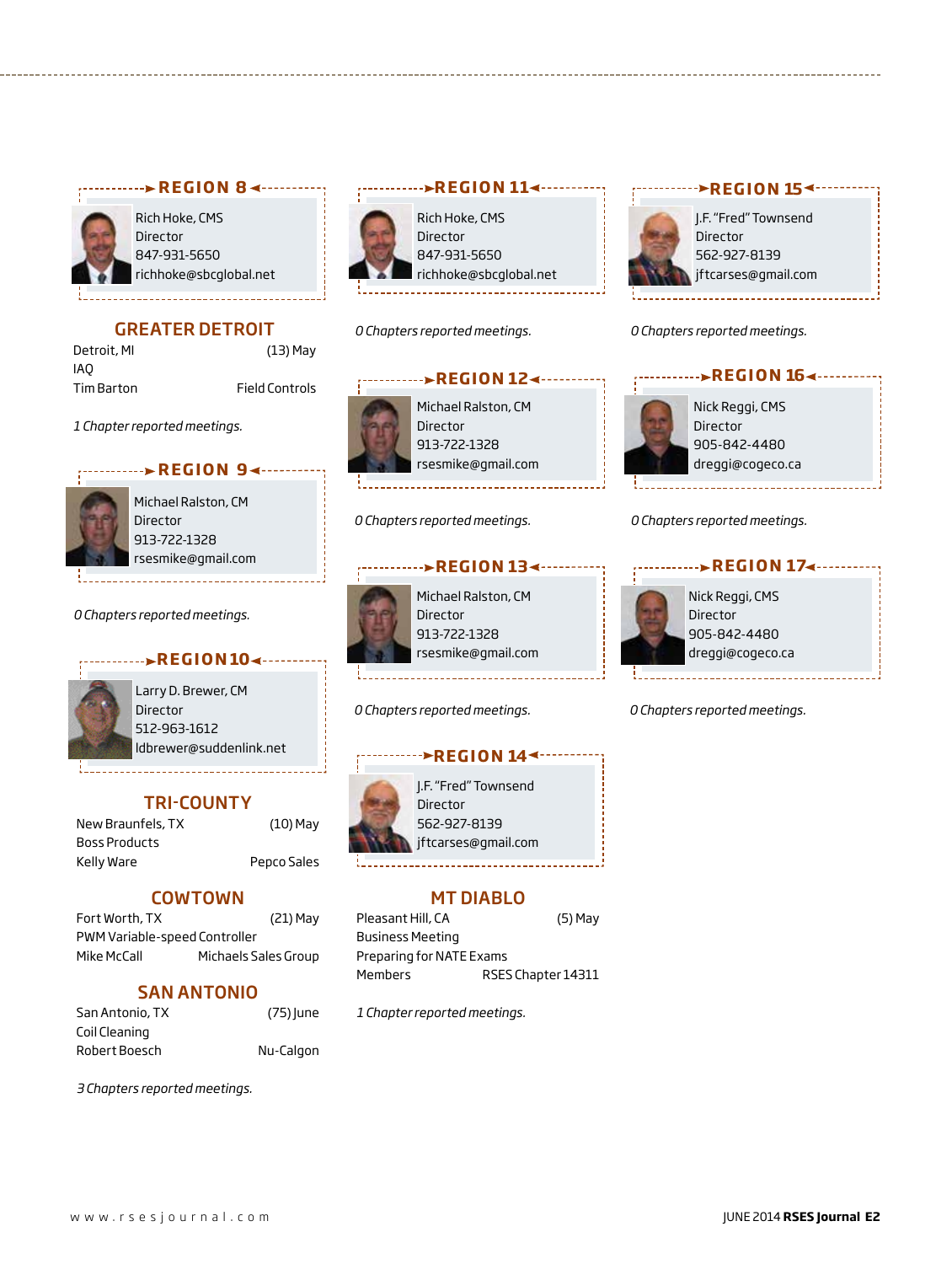## REGION 8

Rich Hoke, CMS
Director
847-931-5650
richhoke@sbcglobal.net

### GREATER DETROIT

Detroit, MI (13) May
IAQ
Tim Barton Field Controls

*1 Chapter reported meetings.*

## REGION 9

Michael Ralston, CM
Director
913-722-1328
rsesmike@gmail.com

*0 Chapters reported meetings.*

## REGION 10

Larry D. Brewer, CM
Director
512-963-1612
ldbrewer@suddenlink.net

### TRI-COUNTY

New Braunfels, TX (10) May
Boss Products
Kelly Ware Pepco Sales

### COWTOWN

Fort Worth, TX (21) May
PWM Variable-speed Controller
Mike McCall Michaels Sales Group

### SAN ANTONIO

San Antonio, TX (75) June
Coil Cleaning
Robert Boesch Nu-Calgon

*3 Chapters reported meetings.*

## REGION 11

Rich Hoke, CMS
Director
847-931-5650
richhoke@sbcglobal.net

*0 Chapters reported meetings.*

## REGION 12

Michael Ralston, CM
Director
913-722-1328
rsesmike@gmail.com

*0 Chapters reported meetings.*

## REGION 13

Michael Ralston, CM
Director
913-722-1328
rsesmike@gmail.com

*0 Chapters reported meetings.*

## REGION 14

J.F. "Fred" Townsend
Director
562-927-8139
jftcarses@gmail.com

### MT DIABLO

Pleasant Hill, CA (5) May
Business Meeting
Preparing for NATE Exams
Members RSES Chapter 14311

*1 Chapter reported meetings.*

## REGION 15

J.F. "Fred" Townsend
Director
562-927-8139
jftcarses@gmail.com

*0 Chapters reported meetings.*

## REGION 16

Nick Reggi, CMS
Director
905-842-4480
dreggi@cogeco.ca

*0 Chapters reported meetings.*

## REGION 17

Nick Reggi, CMS
Director
905-842-4480
dreggi@cogeco.ca

*0 Chapters reported meetings.*